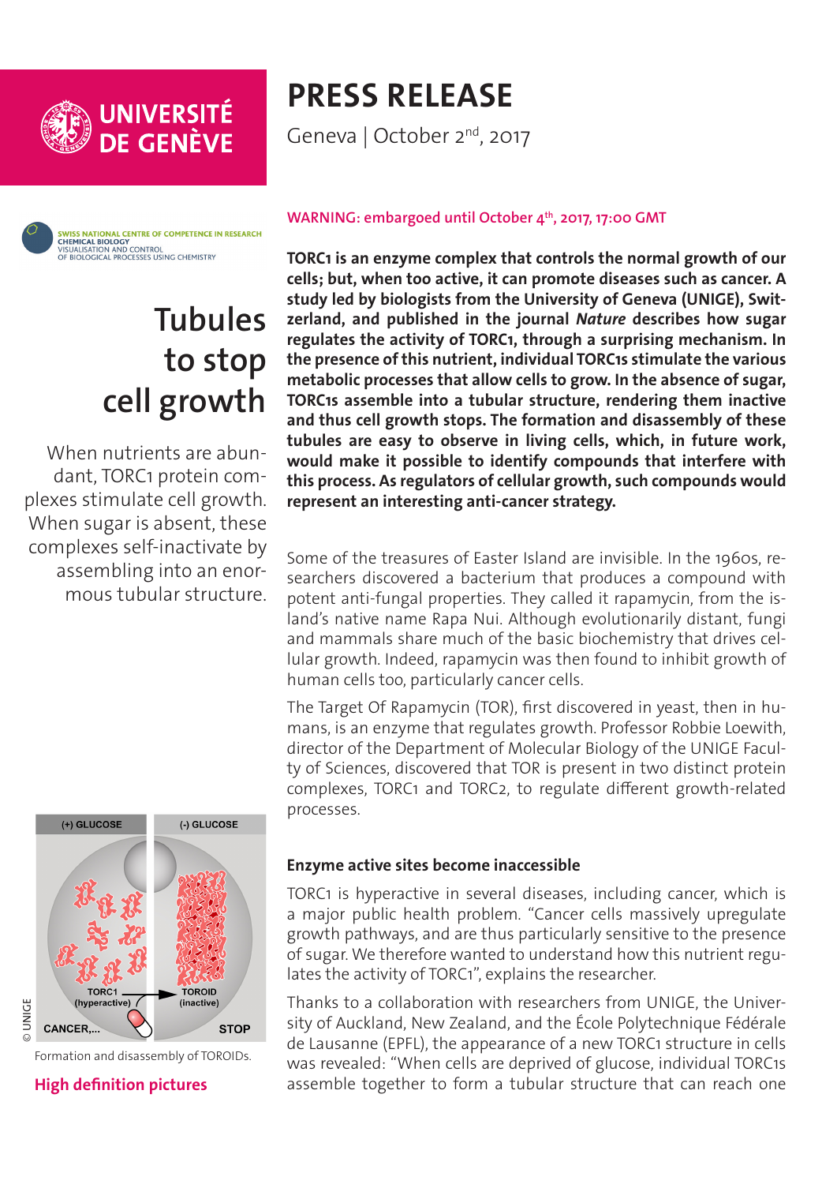# PRESS RELEASE

Geneva | October 2nd, 2017

WARNING: embargoed until October 4th, 2017, 17:00 GMT

## Tubules to stop cell growth

When nutrients are abundant, TORC1 protein complexes stimulate cell growth. When sugar is absent, these complexes self-inactivate by assembling into an enormous tubular structure.

**TORC1 is an enzyme complex that controls the normal growth of our cells; but, when too active, it can promote diseases such as cancer. A study led by biologists from the University of Geneva (UNIGE), Switzerland, and published in the journal *Nature* describes how sugar regulates the activity of TORC1, through a surprising mechanism. In the presence of this nutrient, individual TORC1s stimulate the various metabolic processes that allow cells to grow. In the absence of sugar, TORC1s assemble into a tubular structure, rendering them inactive and thus cell growth stops. The formation and disassembly of these tubules are easy to observe in living cells, which, in future work, would make it possible to identify compounds that interfere with this process. As regulators of cellular growth, such compounds would represent an interesting anti-cancer strategy.**

Some of the treasures of Easter Island are invisible. In the 1960s, researchers discovered a bacterium that produces a compound with potent anti-fungal properties. They called it rapamycin, from the island's native name Rapa Nui. Although evolutionarily distant, fungi and mammals share much of the basic biochemistry that drives cellular growth. Indeed, rapamycin was then found to inhibit growth of human cells too, particularly cancer cells.

The Target Of Rapamycin (TOR), first discovered in yeast, then in humans, is an enzyme that regulates growth. Professor Robbie Loewith, director of the Department of Molecular Biology of the UNIGE Faculty of Sciences, discovered that TOR is present in two distinct protein complexes, TORC1 and TORC2, to regulate different growth-related processes.

Formation and disassembly of TOROIDs.

**High definition pictures**

### Enzyme active sites become inaccessible

TORC1 is hyperactive in several diseases, including cancer, which is a major public health problem. "Cancer cells massively upregulate growth pathways, and are thus particularly sensitive to the presence of sugar. We therefore wanted to understand how this nutrient regulates the activity of TORC1", explains the researcher.

Thanks to a collaboration with researchers from UNIGE, the University of Auckland, New Zealand, and the École Polytechnique Fédérale de Lausanne (EPFL), the appearance of a new TORC1 structure in cells was revealed: "When cells are deprived of glucose, individual TORC1s assemble together to form a tubular structure that can reach one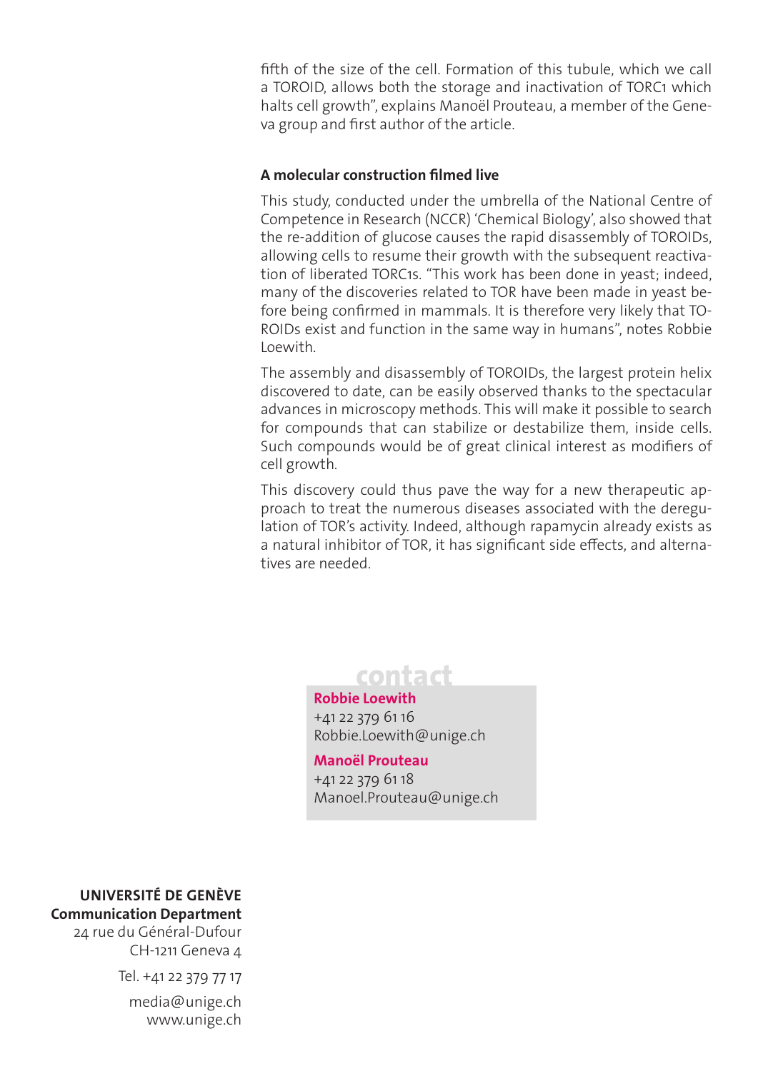fifth of the size of the cell. Formation of this tubule, which we call a TOROID, allows both the storage and inactivation of TORC1 which halts cell growth", explains Manoël Prouteau, a member of the Geneva group and first author of the article.

### A molecular construction filmed live

This study, conducted under the umbrella of the National Centre of Competence in Research (NCCR) 'Chemical Biology', also showed that the re-addition of glucose causes the rapid disassembly of TOROIDs, allowing cells to resume their growth with the subsequent reactivation of liberated TORC1s. "This work has been done in yeast; indeed, many of the discoveries related to TOR have been made in yeast before being confirmed in mammals. It is therefore very likely that TOROIDs exist and function in the same way in humans", notes Robbie Loewith.

The assembly and disassembly of TOROIDs, the largest protein helix discovered to date, can be easily observed thanks to the spectacular advances in microscopy methods. This will make it possible to search for compounds that can stabilize or destabilize them, inside cells. Such compounds would be of great clinical interest as modifiers of cell growth.

This discovery could thus pave the way for a new therapeutic approach to treat the numerous diseases associated with the deregulation of TOR's activity. Indeed, although rapamycin already exists as a natural inhibitor of TOR, it has significant side effects, and alternatives are needed.

## contact

**Robbie Loewith**
+41 22 379 61 16
Robbie.Loewith@unige.ch

**Manoël Prouteau**
+41 22 379 61 18
Manoel.Prouteau@unige.ch

**UNIVERSITÉ DE GENÈVE**
**Communication Department**
24 rue du Général-Dufour
CH-1211 Geneva 4

Tel. +41 22 379 77 17

media@unige.ch
www.unige.ch